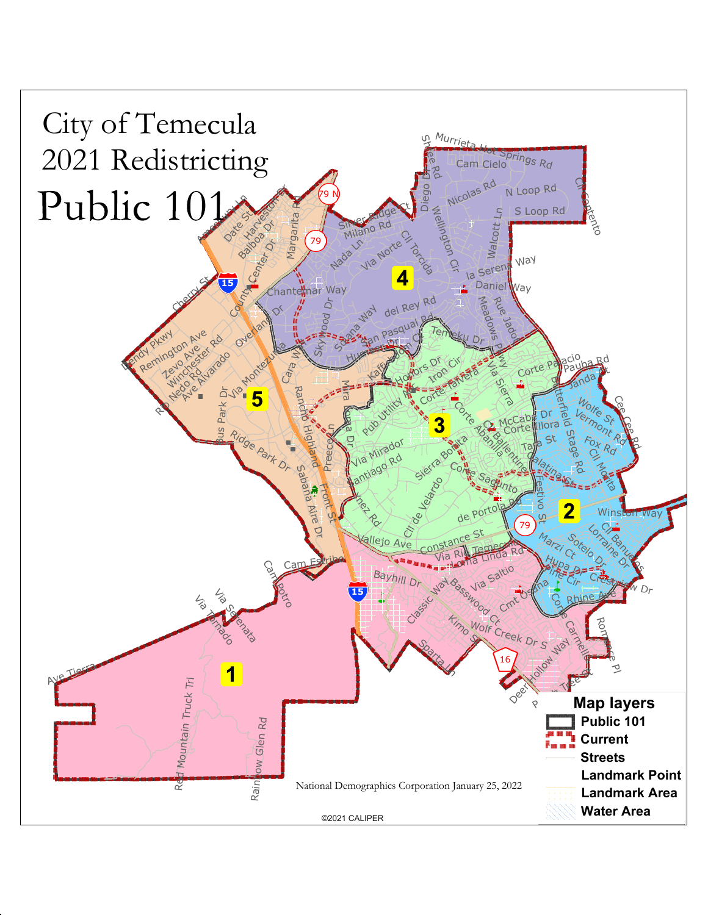# City of Temecula 2021 Redistricting

# Public 101

**Map layers**

- Public 101
- Current
- Streets
- Landmark Point
- Landmark Area
- Water Area

National Demographics Corporation January 25, 2022

©2021 CALIPER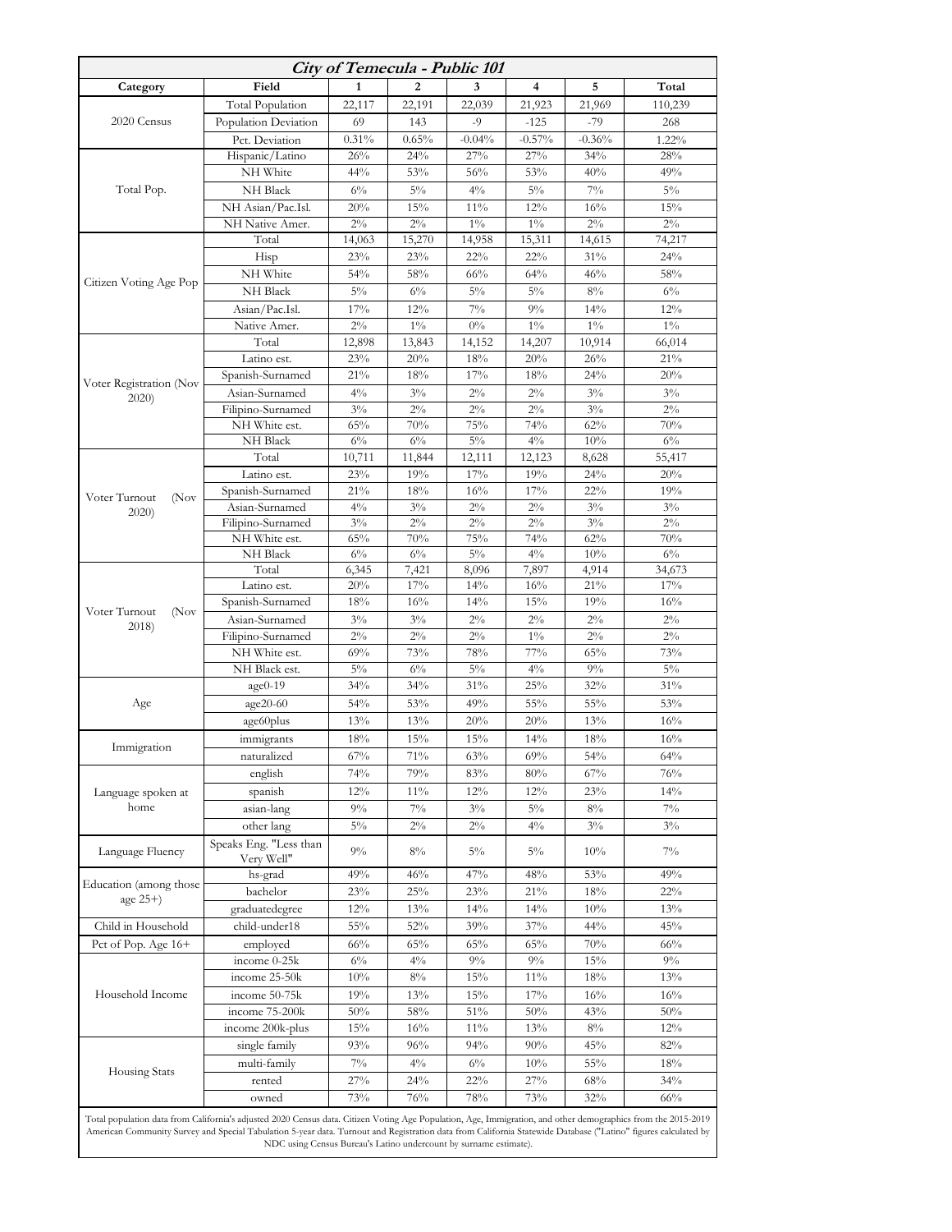# *City of Temecula - Public 101*

| Category | Field | 1 | 2 | 3 | 4 | 5 | Total |
|---|---|---|---|---|---|---|---|
| 2020 Census | Total Population | 22,117 | 22,191 | 22,039 | 21,923 | 21,969 | 110,239 |
| | Population Deviation | 69 | 143 | -9 | -125 | -79 | 268 |
| | Pct. Deviation | 0.31% | 0.65% | -0.04% | -0.57% | -0.36% | 1.22% |
| Total Pop. | Hispanic/Latino | 26% | 24% | 27% | 27% | 34% | 28% |
| | NH White | 44% | 53% | 56% | 53% | 40% | 49% |
| | NH Black | 6% | 5% | 4% | 5% | 7% | 5% |
| | NH Asian/Pac.Isl. | 20% | 15% | 11% | 12% | 16% | 15% |
| | NH Native Amer. | 2% | 2% | 1% | 1% | 2% | 2% |
| Citizen Voting Age Pop | Total | 14,063 | 15,270 | 14,958 | 15,311 | 14,615 | 74,217 |
| | Hisp | 23% | 23% | 22% | 22% | 31% | 24% |
| | NH White | 54% | 58% | 66% | 64% | 46% | 58% |
| | NH Black | 5% | 6% | 5% | 5% | 8% | 6% |
| | Asian/Pac.Isl. | 17% | 12% | 7% | 9% | 14% | 12% |
| | Native Amer. | 2% | 1% | 0% | 1% | 1% | 1% |
| Voter Registration (Nov 2020) | Total | 12,898 | 13,843 | 14,152 | 14,207 | 10,914 | 66,014 |
| | Latino est. | 23% | 20% | 18% | 20% | 26% | 21% |
| | Spanish-Surnamed | 21% | 18% | 17% | 18% | 24% | 20% |
| | Asian-Surnamed | 4% | 3% | 2% | 2% | 3% | 3% |
| | Filipino-Surnamed | 3% | 2% | 2% | 2% | 3% | 2% |
| | NH White est. | 65% | 70% | 75% | 74% | 62% | 70% |
| | NH Black | 6% | 6% | 5% | 4% | 10% | 6% |
| Voter Turnout (Nov 2020) | Total | 10,711 | 11,844 | 12,111 | 12,123 | 8,628 | 55,417 |
| | Latino est. | 23% | 19% | 17% | 19% | 24% | 20% |
| | Spanish-Surnamed | 21% | 18% | 16% | 17% | 22% | 19% |
| | Asian-Surnamed | 4% | 3% | 2% | 2% | 3% | 3% |
| | Filipino-Surnamed | 3% | 2% | 2% | 2% | 3% | 2% |
| | NH White est. | 65% | 70% | 75% | 74% | 62% | 70% |
| | NH Black | 6% | 6% | 5% | 4% | 10% | 6% |
| Voter Turnout (Nov 2018) | Total | 6,345 | 7,421 | 8,096 | 7,897 | 4,914 | 34,673 |
| | Latino est. | 20% | 17% | 14% | 16% | 21% | 17% |
| | Spanish-Surnamed | 18% | 16% | 14% | 15% | 19% | 16% |
| | Asian-Surnamed | 3% | 3% | 2% | 2% | 2% | 2% |
| | Filipino-Surnamed | 2% | 2% | 2% | 1% | 2% | 2% |
| | NH White est. | 69% | 73% | 78% | 77% | 65% | 73% |
| | NH Black est. | 5% | 6% | 5% | 4% | 9% | 5% |
| Age | age0-19 | 34% | 34% | 31% | 25% | 32% | 31% |
| | age20-60 | 54% | 53% | 49% | 55% | 55% | 53% |
| | age60plus | 13% | 13% | 20% | 20% | 13% | 16% |
| Immigration | immigrants | 18% | 15% | 15% | 14% | 18% | 16% |
| | naturalized | 67% | 71% | 63% | 69% | 54% | 64% |
| Language spoken at home | english | 74% | 79% | 83% | 80% | 67% | 76% |
| | spanish | 12% | 11% | 12% | 12% | 23% | 14% |
| | asian-lang | 9% | 7% | 3% | 5% | 8% | 7% |
| | other lang | 5% | 2% | 2% | 4% | 3% | 3% |
| Language Fluency | Speaks Eng. "Less than Very Well" | 9% | 8% | 5% | 5% | 10% | 7% |
| Education (among those age 25+) | hs-grad | 49% | 46% | 47% | 48% | 53% | 49% |
| | bachelor | 23% | 25% | 23% | 21% | 18% | 22% |
| | graduatedegree | 12% | 13% | 14% | 14% | 10% | 13% |
| Child in Household | child-under18 | 55% | 52% | 39% | 37% | 44% | 45% |
| Pct of Pop. Age 16+ | employed | 66% | 65% | 65% | 65% | 70% | 66% |
| Household Income | income 0-25k | 6% | 4% | 9% | 9% | 15% | 9% |
| | income 25-50k | 10% | 8% | 15% | 11% | 18% | 13% |
| | income 50-75k | 19% | 13% | 15% | 17% | 16% | 16% |
| | income 75-200k | 50% | 58% | 51% | 50% | 43% | 50% |
| | income 200k-plus | 15% | 16% | 11% | 13% | 8% | 12% |
| Housing Stats | single family | 93% | 96% | 94% | 90% | 45% | 82% |
| | multi-family | 7% | 4% | 6% | 10% | 55% | 18% |
| | rented | 27% | 24% | 22% | 27% | 68% | 34% |
| | owned | 73% | 76% | 78% | 73% | 32% | 66% |

Total population data from California's adjusted 2020 Census data. Citizen Voting Age Population, Age, Immigration, and other demographics from the 2015-2019 American Community Survey and Special Tabulation 5-year data. Turnout and Registration data from California Statewide Database ("Latino" figures calculated by NDC using Census Bureau's Latino undercount by surname estimate).